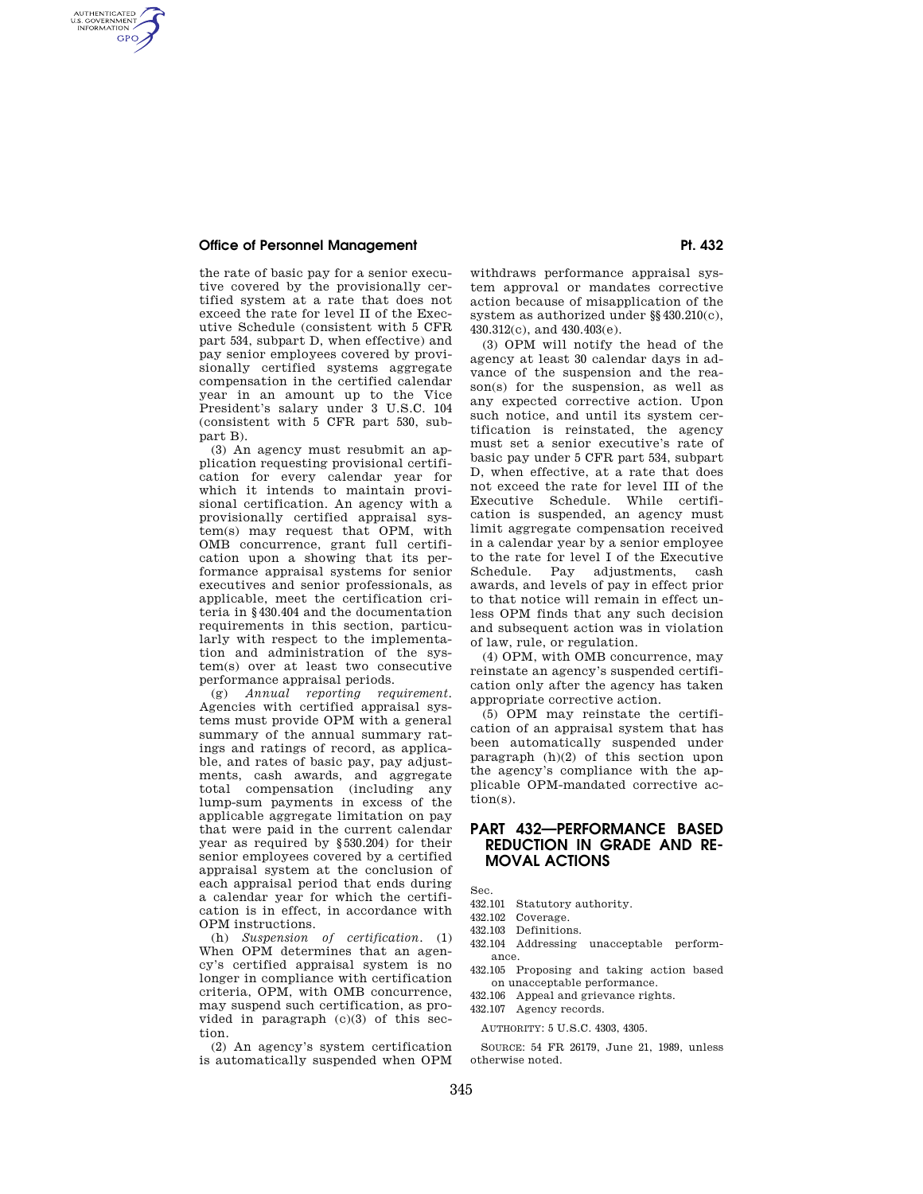the rate of basic pay for a senior executive covered by the provisionally certified system at a rate that does not exceed the rate for level II of the Executive Schedule (consistent with 5 CFR part 534, subpart D, when effective) and pay senior employees covered by provisionally certified systems aggregate compensation in the certified calendar year in an amount up to the Vice President's salary under 3 U.S.C. 104 (consistent with 5 CFR part 530, subpart B).

(3) An agency must resubmit an application requesting provisional certification for every calendar year for which it intends to maintain provisional certification. An agency with a provisionally certified appraisal system(s) may request that OPM, with OMB concurrence, grant full certification upon a showing that its performance appraisal systems for senior executives and senior professionals, as applicable, meet the certification criteria in §430.404 and the documentation requirements in this section, particularly with respect to the implementation and administration of the system(s) over at least two consecutive performance appraisal periods.

(g) *Annual reporting requirement.* Agencies with certified appraisal systems must provide OPM with a general summary of the annual summary ratings and ratings of record, as applicable, and rates of basic pay, pay adjustments, cash awards, and aggregate total compensation (including any lump-sum payments in excess of the applicable aggregate limitation on pay that were paid in the current calendar year as required by §530.204) for their senior employees covered by a certified appraisal system at the conclusion of each appraisal period that ends during a calendar year for which the certification is in effect, in accordance with OPM instructions.

(h) *Suspension of certification.* (1) When OPM determines that an agency's certified appraisal system is no longer in compliance with certification criteria, OPM, with OMB concurrence, may suspend such certification, as provided in paragraph (c)(3) of this section.

(2) An agency's system certification is automatically suspended when OPM withdraws performance appraisal system approval or mandates corrective action because of misapplication of the system as authorized under §§430.210(c), 430.312(c), and 430.403(e).

(3) OPM will notify the head of the agency at least 30 calendar days in advance of the suspension and the reason(s) for the suspension, as well as any expected corrective action. Upon such notice, and until its system certification is reinstated, the agency must set a senior executive's rate of basic pay under 5 CFR part 534, subpart D, when effective, at a rate that does not exceed the rate for level III of the Executive Schedule. While certification is suspended, an agency must limit aggregate compensation received in a calendar year by a senior employee to the rate for level I of the Executive Schedule. Pay adjustments, cash awards, and levels of pay in effect prior to that notice will remain in effect unless OPM finds that any such decision and subsequent action was in violation of law, rule, or regulation.

(4) OPM, with OMB concurrence, may reinstate an agency's suspended certification only after the agency has taken appropriate corrective action.

(5) OPM may reinstate the certification of an appraisal system that has been automatically suspended under paragraph (h)(2) of this section upon the agency's compliance with the applicable OPM-mandated corrective action(s).

## PART 432—PERFORMANCE BASED REDUCTION IN GRADE AND REMOVAL ACTIONS

Sec.
432.101 Statutory authority.
432.102 Coverage.
432.103 Definitions.
432.104 Addressing unacceptable performance.
432.105 Proposing and taking action based on unacceptable performance.
432.106 Appeal and grievance rights.
432.107 Agency records.

AUTHORITY: 5 U.S.C. 4303, 4305.

SOURCE: 54 FR 26179, June 21, 1989, unless otherwise noted.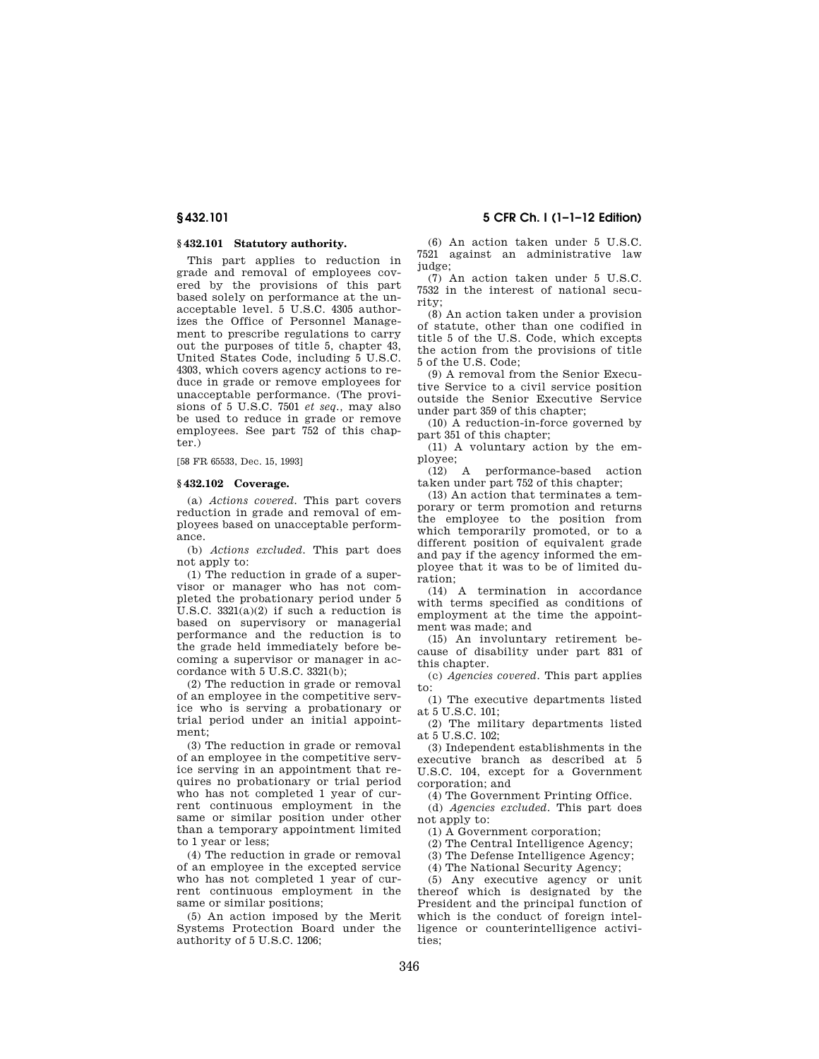## § 432.101 Statutory authority.

This part applies to reduction in grade and removal of employees covered by the provisions of this part based solely on performance at the unacceptable level. 5 U.S.C. 4305 authorizes the Office of Personnel Management to prescribe regulations to carry out the purposes of title 5, chapter 43, United States Code, including 5 U.S.C. 4303, which covers agency actions to reduce in grade or remove employees for unacceptable performance. (The provisions of 5 U.S.C. 7501 *et seq.*, may also be used to reduce in grade or remove employees. See part 752 of this chapter.)

[58 FR 65533, Dec. 15, 1993]

## § 432.102 Coverage.

(a) *Actions covered.* This part covers reduction in grade and removal of employees based on unacceptable performance.

(b) *Actions excluded.* This part does not apply to:

(1) The reduction in grade of a supervisor or manager who has not completed the probationary period under 5 U.S.C. 3321(a)(2) if such a reduction is based on supervisory or managerial performance and the reduction is to the grade held immediately before becoming a supervisor or manager in accordance with 5 U.S.C. 3321(b);

(2) The reduction in grade or removal of an employee in the competitive service who is serving a probationary or trial period under an initial appointment;

(3) The reduction in grade or removal of an employee in the competitive service serving in an appointment that requires no probationary or trial period who has not completed 1 year of current continuous employment in the same or similar position under other than a temporary appointment limited to 1 year or less;

(4) The reduction in grade or removal of an employee in the excepted service who has not completed 1 year of current continuous employment in the same or similar positions;

(5) An action imposed by the Merit Systems Protection Board under the authority of 5 U.S.C. 1206;

(6) An action taken under 5 U.S.C. 7521 against an administrative law judge;

(7) An action taken under 5 U.S.C. 7532 in the interest of national security;

(8) An action taken under a provision of statute, other than one codified in title 5 of the U.S. Code, which excepts the action from the provisions of title 5 of the U.S. Code;

(9) A removal from the Senior Executive Service to a civil service position outside the Senior Executive Service under part 359 of this chapter;

(10) A reduction-in-force governed by part 351 of this chapter;

(11) A voluntary action by the employee;

(12) A performance-based action taken under part 752 of this chapter;

(13) An action that terminates a temporary or term promotion and returns the employee to the position from which temporarily promoted, or to a different position of equivalent grade and pay if the agency informed the employee that it was to be of limited duration;

(14) A termination in accordance with terms specified as conditions of employment at the time the appointment was made; and

(15) An involuntary retirement because of disability under part 831 of this chapter.

(c) *Agencies covered.* This part applies to:

(1) The executive departments listed at 5 U.S.C. 101;

(2) The military departments listed at 5 U.S.C. 102;

(3) Independent establishments in the executive branch as described at 5 U.S.C. 104, except for a Government corporation; and

(4) The Government Printing Office.

(d) *Agencies excluded.* This part does not apply to:

(1) A Government corporation;

(2) The Central Intelligence Agency;

(3) The Defense Intelligence Agency;

(4) The National Security Agency;

(5) Any executive agency or unit thereof which is designated by the President and the principal function of which is the conduct of foreign intelligence or counterintelligence activities;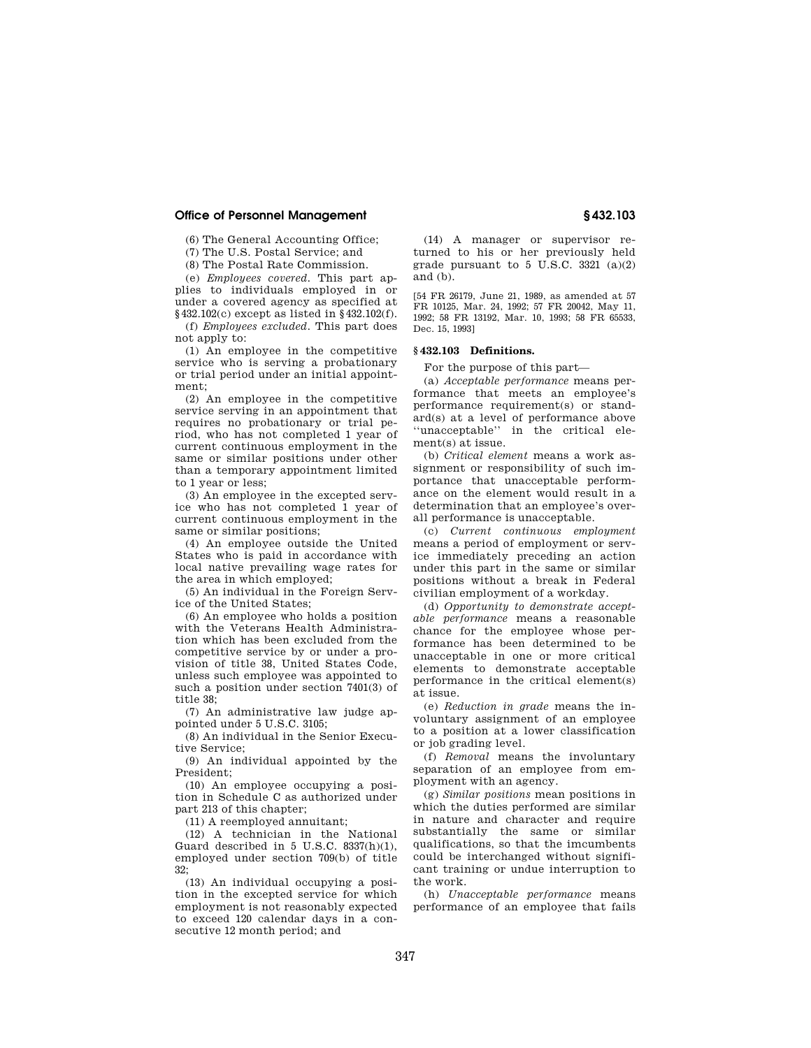(6) The General Accounting Office;

(7) The U.S. Postal Service; and

(8) The Postal Rate Commission.

(e) *Employees covered.* This part applies to individuals employed in or under a covered agency as specified at §432.102(c) except as listed in §432.102(f).

(f) *Employees excluded.* This part does not apply to:

(1) An employee in the competitive service who is serving a probationary or trial period under an initial appointment;

(2) An employee in the competitive service serving in an appointment that requires no probationary or trial period, who has not completed 1 year of current continuous employment in the same or similar positions under other than a temporary appointment limited to 1 year or less;

(3) An employee in the excepted service who has not completed 1 year of current continuous employment in the same or similar positions;

(4) An employee outside the United States who is paid in accordance with local native prevailing wage rates for the area in which employed;

(5) An individual in the Foreign Service of the United States;

(6) An employee who holds a position with the Veterans Health Administration which has been excluded from the competitive service by or under a provision of title 38, United States Code, unless such employee was appointed to such a position under section 7401(3) of title 38;

(7) An administrative law judge appointed under 5 U.S.C. 3105;

(8) An individual in the Senior Executive Service;

(9) An individual appointed by the President;

(10) An employee occupying a position in Schedule C as authorized under part 213 of this chapter;

(11) A reemployed annuitant;

(12) A technician in the National Guard described in 5 U.S.C. 8337(h)(1), employed under section 709(b) of title 32;

(13) An individual occupying a position in the excepted service for which employment is not reasonably expected to exceed 120 calendar days in a consecutive 12 month period; and

(14) A manager or supervisor returned to his or her previously held grade pursuant to 5 U.S.C. 3321 (a)(2) and (b).

[54 FR 26179, June 21, 1989, as amended at 57 FR 10125, Mar. 24, 1992; 57 FR 20042, May 11, 1992; 58 FR 13192, Mar. 10, 1993; 58 FR 65533, Dec. 15, 1993]

### §432.103 Definitions.

For the purpose of this part—

(a) *Acceptable performance* means performance that meets an employee's performance requirement(s) or standard(s) at a level of performance above "unacceptable" in the critical element(s) at issue.

(b) *Critical element* means a work assignment or responsibility of such importance that unacceptable performance on the element would result in a determination that an employee's overall performance is unacceptable.

(c) *Current continuous employment* means a period of employment or service immediately preceding an action under this part in the same or similar positions without a break in Federal civilian employment of a workday.

(d) *Opportunity to demonstrate acceptable performance* means a reasonable chance for the employee whose performance has been determined to be unacceptable in one or more critical elements to demonstrate acceptable performance in the critical element(s) at issue.

(e) *Reduction in grade* means the involuntary assignment of an employee to a position at a lower classification or job grading level.

(f) *Removal* means the involuntary separation of an employee from employment with an agency.

(g) *Similar positions* mean positions in which the duties performed are similar in nature and character and require substantially the same or similar qualifications, so that the imcumbents could be interchanged without significant training or undue interruption to the work.

(h) *Unacceptable performance* means performance of an employee that fails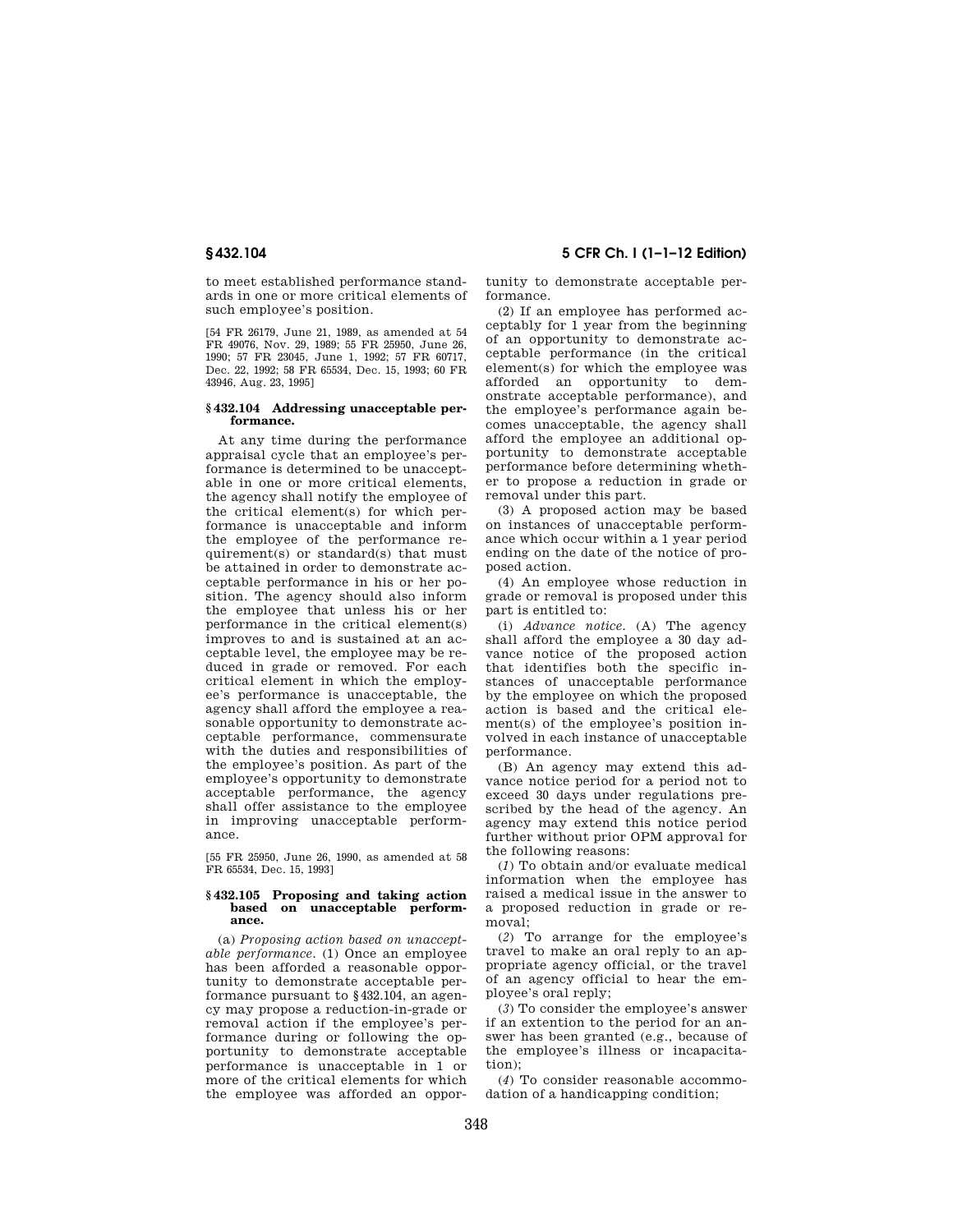to meet established performance standards in one or more critical elements of such employee's position.

[54 FR 26179, June 21, 1989, as amended at 54 FR 49076, Nov. 29, 1989; 55 FR 25950, June 26, 1990; 57 FR 23045, June 1, 1992; 57 FR 60717, Dec. 22, 1992; 58 FR 65534, Dec. 15, 1993; 60 FR 43946, Aug. 23, 1995]

### § 432.104 Addressing unacceptable performance.

At any time during the performance appraisal cycle that an employee's performance is determined to be unacceptable in one or more critical elements, the agency shall notify the employee of the critical element(s) for which performance is unacceptable and inform the employee of the performance requirement(s) or standard(s) that must be attained in order to demonstrate acceptable performance in his or her position. The agency should also inform the employee that unless his or her performance in the critical element(s) improves to and is sustained at an acceptable level, the employee may be reduced in grade or removed. For each critical element in which the employee's performance is unacceptable, the agency shall afford the employee a reasonable opportunity to demonstrate acceptable performance, commensurate with the duties and responsibilities of the employee's position. As part of the employee's opportunity to demonstrate acceptable performance, the agency shall offer assistance to the employee in improving unacceptable performance.

[55 FR 25950, June 26, 1990, as amended at 58 FR 65534, Dec. 15, 1993]

### § 432.105 Proposing and taking action based on unacceptable performance.

(a) *Proposing action based on unacceptable performance.* (1) Once an employee has been afforded a reasonable opportunity to demonstrate acceptable performance pursuant to § 432.104, an agency may propose a reduction-in-grade or removal action if the employee's performance during or following the opportunity to demonstrate acceptable performance is unacceptable in 1 or more of the critical elements for which the employee was afforded an opportunity to demonstrate acceptable performance.

(2) If an employee has performed acceptably for 1 year from the beginning of an opportunity to demonstrate acceptable performance (in the critical element(s) for which the employee was afforded an opportunity to demonstrate acceptable performance), and the employee's performance again becomes unacceptable, the agency shall afford the employee an additional opportunity to demonstrate acceptable performance before determining whether to propose a reduction in grade or removal under this part.

(3) A proposed action may be based on instances of unacceptable performance which occur within a 1 year period ending on the date of the notice of proposed action.

(4) An employee whose reduction in grade or removal is proposed under this part is entitled to:

(i) *Advance notice.* (A) The agency shall afford the employee a 30 day advance notice of the proposed action that identifies both the specific instances of unacceptable performance by the employee on which the proposed action is based and the critical element(s) of the employee's position involved in each instance of unacceptable performance.

(B) An agency may extend this advance notice period for a period not to exceed 30 days under regulations prescribed by the head of the agency. An agency may extend this notice period further without prior OPM approval for the following reasons:

(*1*) To obtain and/or evaluate medical information when the employee has raised a medical issue in the answer to a proposed reduction in grade or removal;

(*2*) To arrange for the employee's travel to make an oral reply to an appropriate agency official, or the travel of an agency official to hear the employee's oral reply;

(*3*) To consider the employee's answer if an extention to the period for an answer has been granted (e.g., because of the employee's illness or incapacitation);

(*4*) To consider reasonable accommodation of a handicapping condition;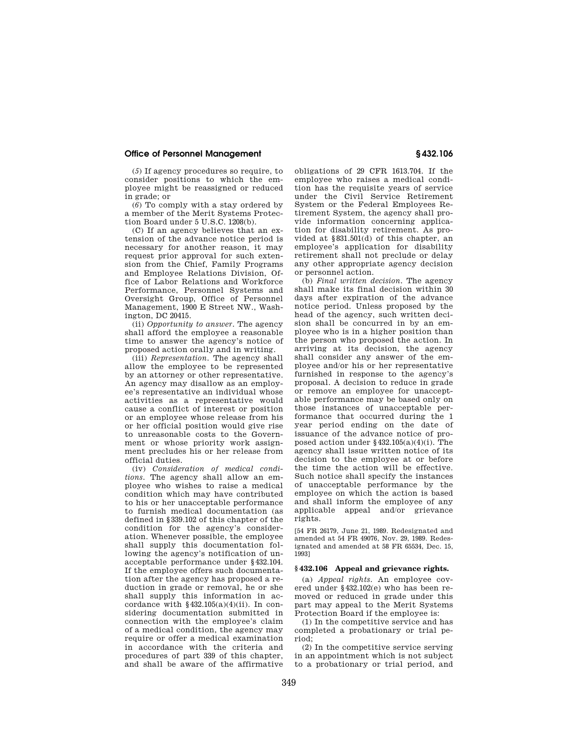(*5*) If agency procedures so require, to consider positions to which the employee might be reassigned or reduced in grade; or

(*6*) To comply with a stay ordered by a member of the Merit Systems Protection Board under 5 U.S.C. 1208(b).

(C) If an agency believes that an extension of the advance notice period is necessary for another reason, it may request prior approval for such extension from the Chief, Family Programs and Employee Relations Division, Office of Labor Relations and Workforce Performance, Personnel Systems and Oversight Group, Office of Personnel Management, 1900 E Street NW., Washington, DC 20415.

(ii) *Opportunity to answer.* The agency shall afford the employee a reasonable time to answer the agency's notice of proposed action orally and in writing.

(iii) *Representation.* The agency shall allow the employee to be represented by an attorney or other representative. An agency may disallow as an employee's representative an individual whose activities as a representative would cause a conflict of interest or position or an employee whose release from his or her official position would give rise to unreasonable costs to the Government or whose priority work assignment precludes his or her release from official duties.

(iv) *Consideration of medical conditions.* The agency shall allow an employee who wishes to raise a medical condition which may have contributed to his or her unacceptable performance to furnish medical documentation (as defined in §339.102 of this chapter of the condition for the agency's consideration. Whenever possible, the employee shall supply this documentation following the agency's notification of unacceptable performance under §432.104. If the employee offers such documentation after the agency has proposed a reduction in grade or removal, he or she shall supply this information in accordance with §432.105(a)(4)(ii). In considering documentation submitted in connection with the employee's claim of a medical condition, the agency may require or offer a medical examination in accordance with the criteria and procedures of part 339 of this chapter, and shall be aware of the affirmative obligations of 29 CFR 1613.704. If the employee who raises a medical condition has the requisite years of service under the Civil Service Retirement System or the Federal Employees Retirement System, the agency shall provide information concerning application for disability retirement. As provided at §831.501(d) of this chapter, an employee's application for disability retirement shall not preclude or delay any other appropriate agency decision or personnel action.

(b) *Final written decision.* The agency shall make its final decision within 30 days after expiration of the advance notice period. Unless proposed by the head of the agency, such written decision shall be concurred in by an employee who is in a higher position than the person who proposed the action. In arriving at its decision, the agency shall consider any answer of the employee and/or his or her representative furnished in response to the agency's proposal. A decision to reduce in grade or remove an employee for unacceptable performance may be based only on those instances of unacceptable performance that occurred during the 1 year period ending on the date of issuance of the advance notice of proposed action under §432.105(a)(4)(i). The agency shall issue written notice of its decision to the employee at or before the time the action will be effective. Such notice shall specify the instances of unacceptable performance by the employee on which the action is based and shall inform the employee of any applicable appeal and/or grievance rights.

[54 FR 26179, June 21, 1989. Redesignated and amended at 54 FR 49076, Nov. 29, 1989. Redesignated and amended at 58 FR 65534, Dec. 15, 1993]

### §432.106 Appeal and grievance rights.

(a) *Appeal rights.* An employee covered under §432.102(e) who has been removed or reduced in grade under this part may appeal to the Merit Systems Protection Board if the employee is:

(1) In the competitive service and has completed a probationary or trial period;

(2) In the competitive service serving in an appointment which is not subject to a probationary or trial period, and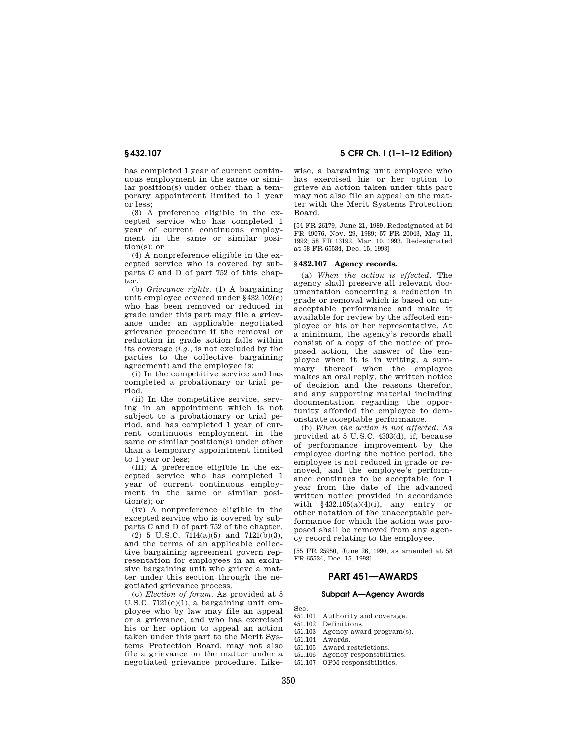has completed 1 year of current continuous employment in the same or similar position(s) under other than a temporary appointment limited to 1 year or less;

(3) A preference eligible in the excepted service who has completed 1 year of current continuous employment in the same or similar position(s); or

(4) A nonpreference eligible in the excepted service who is covered by subparts C and D of part 752 of this chapter.

(b) *Grievance rights.* (1) A bargaining unit employee covered under §432.102(e) who has been removed or reduced in grade under this part may file a grievance under an applicable negotiated grievance procedure if the removal or reduction in grade action falls within its coverage (*i.e.*, is not excluded by the parties to the collective bargaining agreement) and the employee is:

(i) In the competitive service and has completed a probationary or trial period.

(ii) In the competitive service, serving in an appointment which is not subject to a probationary or trial period, and has completed 1 year of current continuous employment in the same or similar position(s) under other than a temporary appointment limited to 1 year or less;

(iii) A preference eligible in the excepted service who has completed 1 year of current continuous employment in the same or similar position(s); or

(iv) A nonpreference eligible in the excepted service who is covered by subparts C and D of part 752 of the chapter.

(2) 5 U.S.C. 7114(a)(5) and 7121(b)(3), and the terms of an applicable collective bargaining agreement govern representation for employees in an exclusive bargaining unit who grieve a matter under this section through the negotiated grievance process.

(c) *Election of forum.* As provided at 5 U.S.C. 7121(e)(1), a bargaining unit employee who by law may file an appeal or a grievance, and who has exercised his or her option to appeal an action taken under this part to the Merit Systems Protection Board, may not also file a grievance on the matter under a negotiated grievance procedure. Likewise, a bargaining unit employee who has exercised his or her option to grieve an action taken under this part may not also file an appeal on the matter with the Merit Systems Protection Board.

[54 FR 26179, June 21, 1989. Redesignated at 54 FR 49076, Nov. 29, 1989; 57 FR 20043, May 11, 1992; 58 FR 13192, Mar. 10, 1993. Redesignated at 58 FR 65534, Dec. 15, 1993]

### §432.107 Agency records.

(a) *When the action is effected.* The agency shall preserve all relevant documentation concerning a reduction in grade or removal which is based on unacceptable performance and make it available for review by the affected employee or his or her representative. At a minimum, the agency's records shall consist of a copy of the notice of proposed action, the answer of the employee when it is in writing, a summary thereof when the employee makes an oral reply, the written notice of decision and the reasons therefor, and any supporting material including documentation regarding the opportunity afforded the employee to demonstrate acceptable performance.

(b) *When the action is not affected.* As provided at 5 U.S.C. 4303(d), if, because of performance improvement by the employee during the notice period, the employee is not reduced in grade or removed, and the employee's performance continues to be acceptable for 1 year from the date of the advanced written notice provided in accordance with §432.105(a)(4)(i), any entry or other notation of the unacceptable performance for which the action was proposed shall be removed from any agency record relating to the employee.

[55 FR 25950, June 26, 1990, as amended at 58 FR 65534, Dec. 15, 1993]

## PART 451—AWARDS

### Subpart A—Agency Awards

Sec.
451.101 Authority and coverage.
451.102 Definitions.
451.103 Agency award program(s).
451.104 Awards.
451.105 Award restrictions.
451.106 Agency responsibilities.
451.107 OPM responsibilities.